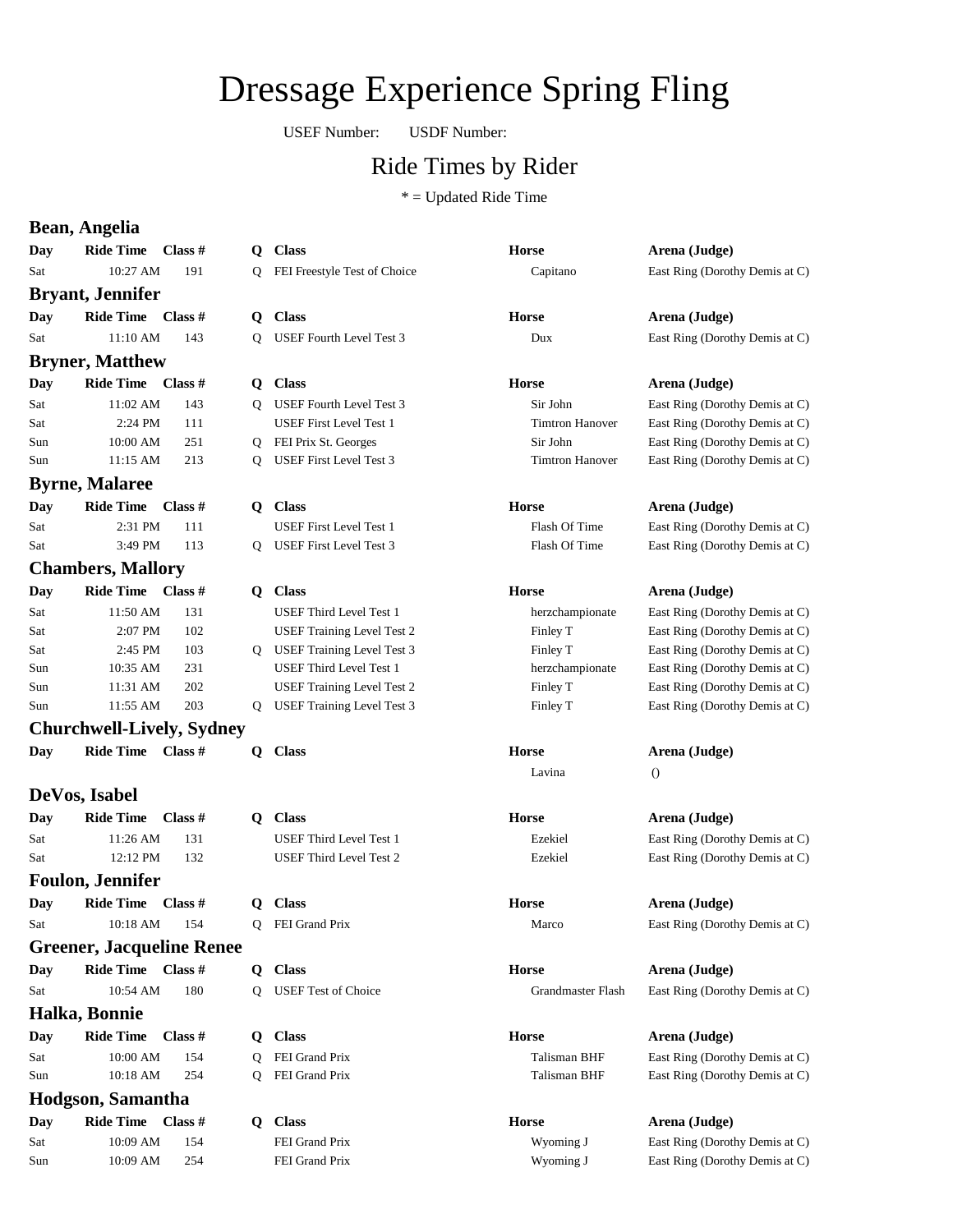# Dressage Experience Spring Fling

USEF Number: USDF Number:

## Ride Times by Rider

\* = Updated Ride Time

### Bean, Angelia

| Day | Ride Time | Class # | Q | Class | Horse | Arena (Judge) |
|---|---|---|---|---|---|---|
| Sat | 10:27 AM | 191 | Q | FEI Freestyle Test of Choice | Capitano | East Ring (Dorothy Demis at C) |

### Bryant, Jennifer

| Day | Ride Time | Class # | Q | Class | Horse | Arena (Judge) |
|---|---|---|---|---|---|---|
| Sat | 11:10 AM | 143 | Q | USEF Fourth Level Test 3 | Dux | East Ring (Dorothy Demis at C) |

### Bryner, Matthew

| Day | Ride Time | Class # | Q | Class | Horse | Arena (Judge) |
|---|---|---|---|---|---|---|
| Sat | 11:02 AM | 143 | Q | USEF Fourth Level Test 3 | Sir John | East Ring (Dorothy Demis at C) |
| Sat | 2:24 PM | 111 | | USEF First Level Test 1 | Timtron Hanover | East Ring (Dorothy Demis at C) |
| Sun | 10:00 AM | 251 | Q | FEI Prix St. Georges | Sir John | East Ring (Dorothy Demis at C) |
| Sun | 11:15 AM | 213 | Q | USEF First Level Test 3 | Timtron Hanover | East Ring (Dorothy Demis at C) |

### Byrne, Malaree

| Day | Ride Time | Class # | Q | Class | Horse | Arena (Judge) |
|---|---|---|---|---|---|---|
| Sat | 2:31 PM | 111 | | USEF First Level Test 1 | Flash Of Time | East Ring (Dorothy Demis at C) |
| Sat | 3:49 PM | 113 | Q | USEF First Level Test 3 | Flash Of Time | East Ring (Dorothy Demis at C) |

### Chambers, Mallory

| Day | Ride Time | Class # | Q | Class | Horse | Arena (Judge) |
|---|---|---|---|---|---|---|
| Sat | 11:50 AM | 131 | | USEF Third Level Test 1 | herzchampionate | East Ring (Dorothy Demis at C) |
| Sat | 2:07 PM | 102 | | USEF Training Level Test 2 | Finley T | East Ring (Dorothy Demis at C) |
| Sat | 2:45 PM | 103 | Q | USEF Training Level Test 3 | Finley T | East Ring (Dorothy Demis at C) |
| Sun | 10:35 AM | 231 | | USEF Third Level Test 1 | herzchampionate | East Ring (Dorothy Demis at C) |
| Sun | 11:31 AM | 202 | | USEF Training Level Test 2 | Finley T | East Ring (Dorothy Demis at C) |
| Sun | 11:55 AM | 203 | Q | USEF Training Level Test 3 | Finley T | East Ring (Dorothy Demis at C) |

### Churchwell-Lively, Sydney

| Day | Ride Time | Class # | Q | Class | Horse | Arena (Judge) |
|---|---|---|---|---|---|---|
| | | | | | Lavina | () |

### DeVos, Isabel

| Day | Ride Time | Class # | Q | Class | Horse | Arena (Judge) |
|---|---|---|---|---|---|---|
| Sat | 11:26 AM | 131 | | USEF Third Level Test 1 | Ezekiel | East Ring (Dorothy Demis at C) |
| Sat | 12:12 PM | 132 | | USEF Third Level Test 2 | Ezekiel | East Ring (Dorothy Demis at C) |

### Foulon, Jennifer

| Day | Ride Time | Class # | Q | Class | Horse | Arena (Judge) |
|---|---|---|---|---|---|---|
| Sat | 10:18 AM | 154 | Q | FEI Grand Prix | Marco | East Ring (Dorothy Demis at C) |

### Greener, Jacqueline Renee

| Day | Ride Time | Class # | Q | Class | Horse | Arena (Judge) |
|---|---|---|---|---|---|---|
| Sat | 10:54 AM | 180 | Q | USEF Test of Choice | Grandmaster Flash | East Ring (Dorothy Demis at C) |

### Halka, Bonnie

| Day | Ride Time | Class # | Q | Class | Horse | Arena (Judge) |
|---|---|---|---|---|---|---|
| Sat | 10:00 AM | 154 | Q | FEI Grand Prix | Talisman BHF | East Ring (Dorothy Demis at C) |
| Sun | 10:18 AM | 254 | Q | FEI Grand Prix | Talisman BHF | East Ring (Dorothy Demis at C) |

### Hodgson, Samantha

| Day | Ride Time | Class # | Q | Class | Horse | Arena (Judge) |
|---|---|---|---|---|---|---|
| Sat | 10:09 AM | 154 | | FEI Grand Prix | Wyoming J | East Ring (Dorothy Demis at C) |
| Sun | 10:09 AM | 254 | | FEI Grand Prix | Wyoming J | East Ring (Dorothy Demis at C) |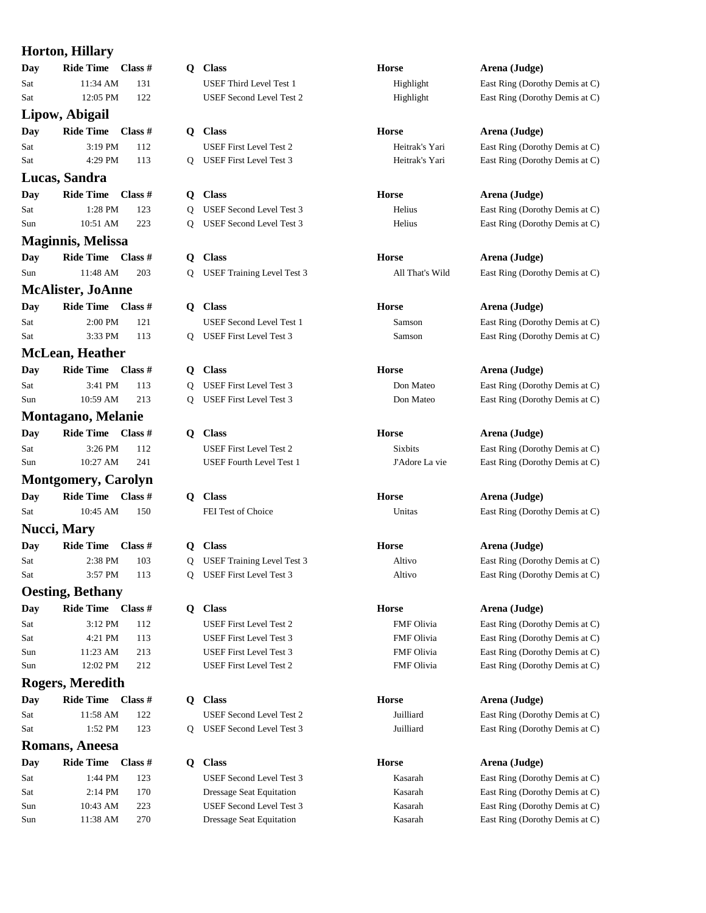## Horton, Hillary

| Day | Ride Time | Class # | Q | Class | Horse | Arena (Judge) |
|---|---|---|---|---|---|---|
| Sat | 11:34 AM | 131 | | USEF Third Level Test 1 | Highlight | East Ring (Dorothy Demis at C) |
| Sat | 12:05 PM | 122 | | USEF Second Level Test 2 | Highlight | East Ring (Dorothy Demis at C) |

## Lipow, Abigail

| Day | Ride Time | Class # | Q | Class | Horse | Arena (Judge) |
|---|---|---|---|---|---|---|
| Sat | 3:19 PM | 112 | | USEF First Level Test 2 | Heitrak's Yari | East Ring (Dorothy Demis at C) |
| Sat | 4:29 PM | 113 | Q | USEF First Level Test 3 | Heitrak's Yari | East Ring (Dorothy Demis at C) |

## Lucas, Sandra

| Day | Ride Time | Class # | Q | Class | Horse | Arena (Judge) |
|---|---|---|---|---|---|---|
| Sat | 1:28 PM | 123 | Q | USEF Second Level Test 3 | Helius | East Ring (Dorothy Demis at C) |
| Sun | 10:51 AM | 223 | Q | USEF Second Level Test 3 | Helius | East Ring (Dorothy Demis at C) |

## Maginnis, Melissa

| Day | Ride Time | Class # | Q | Class | Horse | Arena (Judge) |
|---|---|---|---|---|---|---|
| Sun | 11:48 AM | 203 | Q | USEF Training Level Test 3 | All That's Wild | East Ring (Dorothy Demis at C) |

## McAlister, JoAnne

| Day | Ride Time | Class # | Q | Class | Horse | Arena (Judge) |
|---|---|---|---|---|---|---|
| Sat | 2:00 PM | 121 | | USEF Second Level Test 1 | Samson | East Ring (Dorothy Demis at C) |
| Sat | 3:33 PM | 113 | Q | USEF First Level Test 3 | Samson | East Ring (Dorothy Demis at C) |

## McLean, Heather

| Day | Ride Time | Class # | Q | Class | Horse | Arena (Judge) |
|---|---|---|---|---|---|---|
| Sat | 3:41 PM | 113 | Q | USEF First Level Test 3 | Don Mateo | East Ring (Dorothy Demis at C) |
| Sun | 10:59 AM | 213 | Q | USEF First Level Test 3 | Don Mateo | East Ring (Dorothy Demis at C) |

## Montagano, Melanie

| Day | Ride Time | Class # | Q | Class | Horse | Arena (Judge) |
|---|---|---|---|---|---|---|
| Sat | 3:26 PM | 112 | | USEF First Level Test 2 | Sixbits | East Ring (Dorothy Demis at C) |
| Sun | 10:27 AM | 241 | | USEF Fourth Level Test 1 | J'Adore La vie | East Ring (Dorothy Demis at C) |

## Montgomery, Carolyn

| Day | Ride Time | Class # | Q | Class | Horse | Arena (Judge) |
|---|---|---|---|---|---|---|
| Sat | 10:45 AM | 150 | | FEI Test of Choice | Unitas | East Ring (Dorothy Demis at C) |

## Nucci, Mary

| Day | Ride Time | Class # | Q | Class | Horse | Arena (Judge) |
|---|---|---|---|---|---|---|
| Sat | 2:38 PM | 103 | Q | USEF Training Level Test 3 | Altivo | East Ring (Dorothy Demis at C) |
| Sat | 3:57 PM | 113 | Q | USEF First Level Test 3 | Altivo | East Ring (Dorothy Demis at C) |

## Oesting, Bethany

| Day | Ride Time | Class # | Q | Class | Horse | Arena (Judge) |
|---|---|---|---|---|---|---|
| Sat | 3:12 PM | 112 | | USEF First Level Test 2 | FMF Olivia | East Ring (Dorothy Demis at C) |
| Sat | 4:21 PM | 113 | | USEF First Level Test 3 | FMF Olivia | East Ring (Dorothy Demis at C) |
| Sun | 11:23 AM | 213 | | USEF First Level Test 3 | FMF Olivia | East Ring (Dorothy Demis at C) |
| Sun | 12:02 PM | 212 | | USEF First Level Test 2 | FMF Olivia | East Ring (Dorothy Demis at C) |

## Rogers, Meredith

| Day | Ride Time | Class # | Q | Class | Horse | Arena (Judge) |
|---|---|---|---|---|---|---|
| Sat | 11:58 AM | 122 | | USEF Second Level Test 2 | Juilliard | East Ring (Dorothy Demis at C) |
| Sat | 1:52 PM | 123 | Q | USEF Second Level Test 3 | Juilliard | East Ring (Dorothy Demis at C) |

## Romans, Aneesa

| Day | Ride Time | Class # | Q | Class | Horse | Arena (Judge) |
|---|---|---|---|---|---|---|
| Sat | 1:44 PM | 123 | | USEF Second Level Test 3 | Kasarah | East Ring (Dorothy Demis at C) |
| Sat | 2:14 PM | 170 | | Dressage Seat Equitation | Kasarah | East Ring (Dorothy Demis at C) |
| Sun | 10:43 AM | 223 | | USEF Second Level Test 3 | Kasarah | East Ring (Dorothy Demis at C) |
| Sun | 11:38 AM | 270 | | Dressage Seat Equitation | Kasarah | East Ring (Dorothy Demis at C) |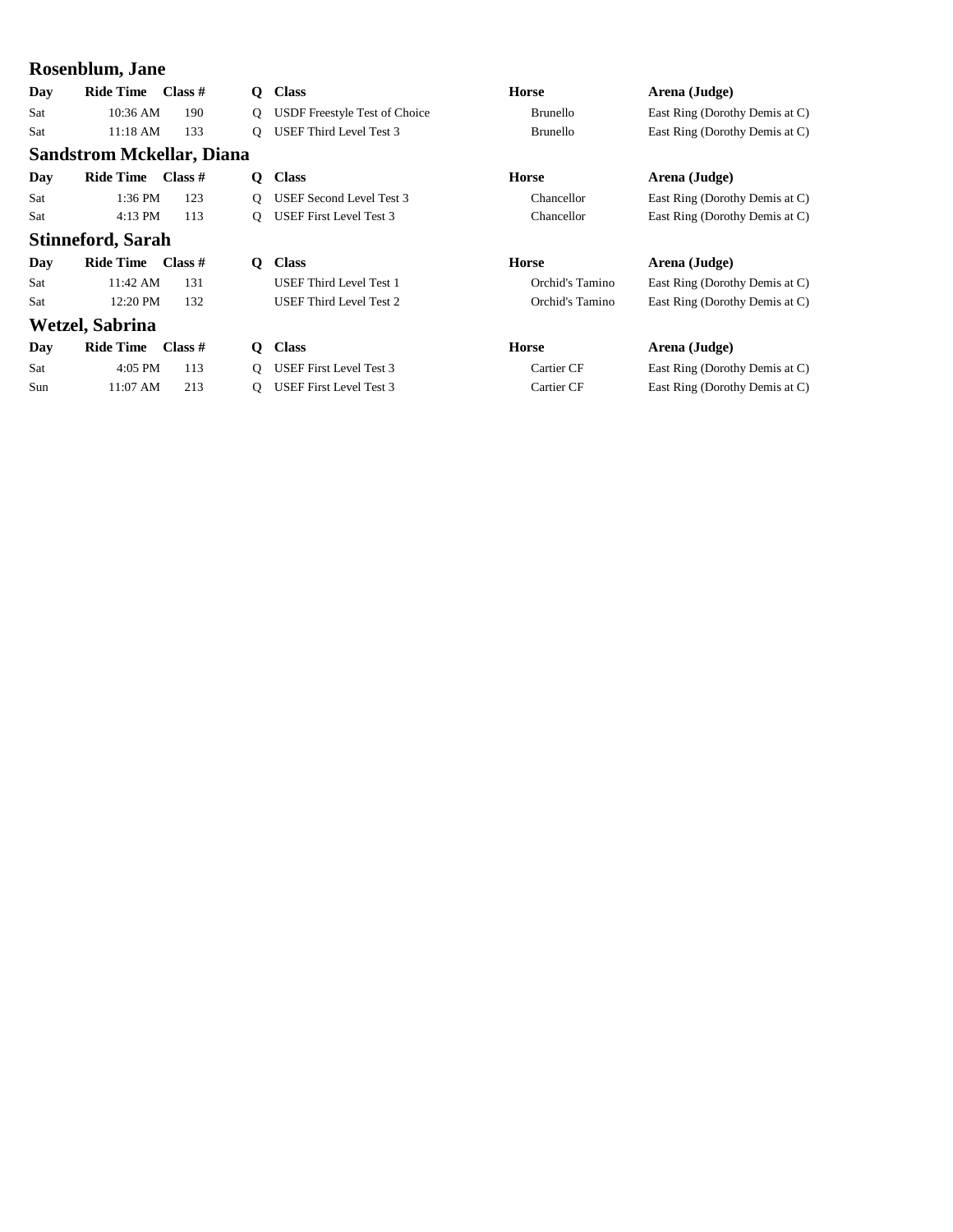## Rosenblum, Jane

| Day | Ride Time | Class # | Q | Class | Horse | Arena (Judge) |
|---|---|---|---|---|---|---|
| Sat | 10:36 AM | 190 | Q | USDF Freestyle Test of Choice | Brunello | East Ring (Dorothy Demis at C) |
| Sat | 11:18 AM | 133 | Q | USEF Third Level Test 3 | Brunello | East Ring (Dorothy Demis at C) |

## Sandstrom Mckellar, Diana

| Day | Ride Time | Class # | Q | Class | Horse | Arena (Judge) |
|---|---|---|---|---|---|---|
| Sat | 1:36 PM | 123 | Q | USEF Second Level Test 3 | Chancellor | East Ring (Dorothy Demis at C) |
| Sat | 4:13 PM | 113 | Q | USEF First Level Test 3 | Chancellor | East Ring (Dorothy Demis at C) |

## Stinneford, Sarah

| Day | Ride Time | Class # | Q | Class | Horse | Arena (Judge) |
|---|---|---|---|---|---|---|
| Sat | 11:42 AM | 131 | | USEF Third Level Test 1 | Orchid's Tamino | East Ring (Dorothy Demis at C) |
| Sat | 12:20 PM | 132 | | USEF Third Level Test 2 | Orchid's Tamino | East Ring (Dorothy Demis at C) |

## Wetzel, Sabrina

| Day | Ride Time | Class # | Q | Class | Horse | Arena (Judge) |
|---|---|---|---|---|---|---|
| Sat | 4:05 PM | 113 | Q | USEF First Level Test 3 | Cartier CF | East Ring (Dorothy Demis at C) |
| Sun | 11:07 AM | 213 | Q | USEF First Level Test 3 | Cartier CF | East Ring (Dorothy Demis at C) |